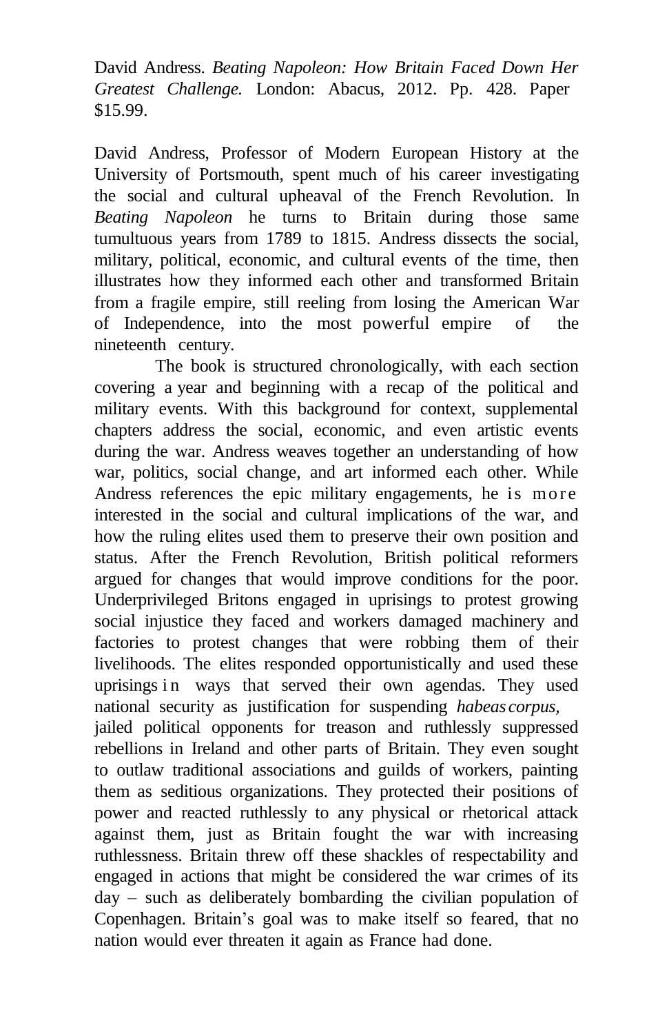David Andress. *Beating Napoleon: How Britain Faced Down Her Greatest Challenge.* London: Abacus, 2012. Pp. 428. Paper $15.99.

David Andress, Professor of Modern European History at the University of Portsmouth, spent much of his career investigating the social and cultural upheaval of the French Revolution. In *Beating Napoleon* he turns to Britain during those same tumultuous years from 1789 to 1815. Andress dissects the social, military, political, economic, and cultural events of the time, then illustrates how they informed each other and transformed Britain from a fragile empire, still reeling from losing the American War of Independence, into the most powerful empire of the nineteenth century.

The book is structured chronologically, with each section covering a year and beginning with a recap of the political and military events. With this background for context, supplemental chapters address the social, economic, and even artistic events during the war. Andress weaves together an understanding of how war, politics, social change, and art informed each other. While Andress references the epic military engagements, he is more interested in the social and cultural implications of the war, and how the ruling elites used them to preserve their own position and status. After the French Revolution, British political reformers argued for changes that would improve conditions for the poor. Underprivileged Britons engaged in uprisings to protest growing social injustice they faced and workers damaged machinery and factories to protest changes that were robbing them of their livelihoods. The elites responded opportunistically and used these uprisings in ways that served their own agendas. They used national security as justification for suspending *habeas corpus*, jailed political opponents for treason and ruthlessly suppressed rebellions in Ireland and other parts of Britain. They even sought to outlaw traditional associations and guilds of workers, painting them as seditious organizations. They protected their positions of power and reacted ruthlessly to any physical or rhetorical attack against them, just as Britain fought the war with increasing ruthlessness. Britain threw off these shackles of respectability and engaged in actions that might be considered the war crimes of its day – such as deliberately bombarding the civilian population of Copenhagen. Britain's goal was to make itself so feared, that no nation would ever threaten it again as France had done.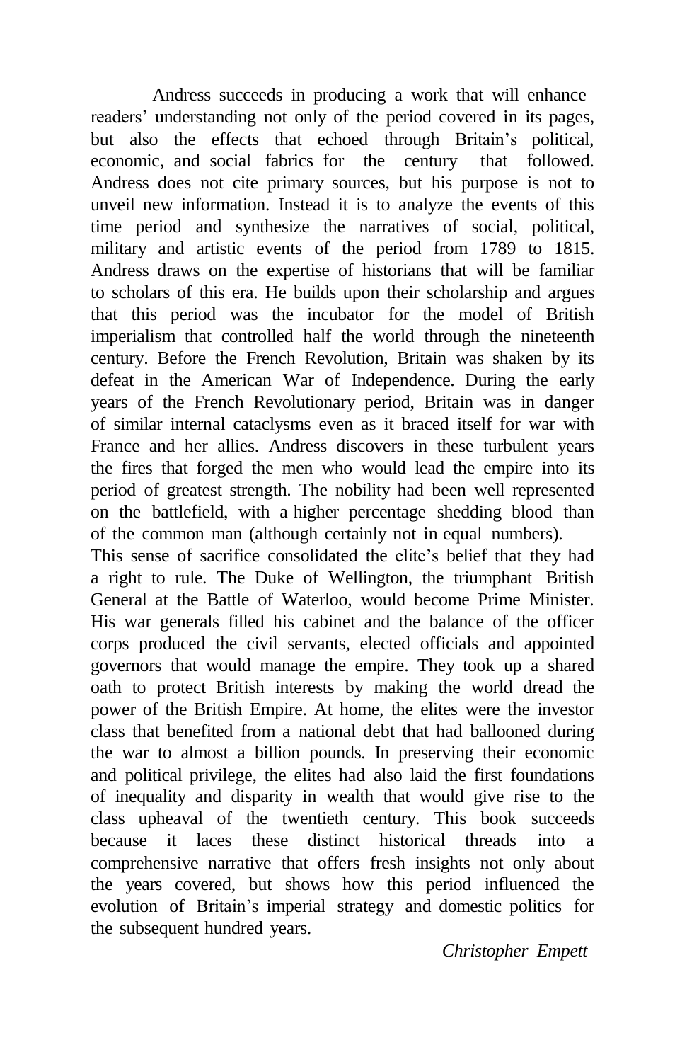Andress succeeds in producing a work that will enhance readers' understanding not only of the period covered in its pages, but also the effects that echoed through Britain's political, economic, and social fabrics for the century that followed. Andress does not cite primary sources, but his purpose is not to unveil new information. Instead it is to analyze the events of this time period and synthesize the narratives of social, political, military and artistic events of the period from 1789 to 1815. Andress draws on the expertise of historians that will be familiar to scholars of this era. He builds upon their scholarship and argues that this period was the incubator for the model of British imperialism that controlled half the world through the nineteenth century. Before the French Revolution, Britain was shaken by its defeat in the American War of Independence. During the early years of the French Revolutionary period, Britain was in danger of similar internal cataclysms even as it braced itself for war with France and her allies. Andress discovers in these turbulent years the fires that forged the men who would lead the empire into its period of greatest strength. The nobility had been well represented on the battlefield, with a higher percentage shedding blood than of the common man (although certainly not in equal numbers).

This sense of sacrifice consolidated the elite's belief that they had a right to rule. The Duke of Wellington, the triumphant British General at the Battle of Waterloo, would become Prime Minister. His war generals filled his cabinet and the balance of the officer corps produced the civil servants, elected officials and appointed governors that would manage the empire. They took up a shared oath to protect British interests by making the world dread the power of the British Empire. At home, the elites were the investor class that benefited from a national debt that had ballooned during the war to almost a billion pounds. In preserving their economic and political privilege, the elites had also laid the first foundations of inequality and disparity in wealth that would give rise to the class upheaval of the twentieth century. This book succeeds because it laces these distinct historical threads into a comprehensive narrative that offers fresh insights not only about the years covered, but shows how this period influenced the evolution of Britain's imperial strategy and domestic politics for the subsequent hundred years.

*Christopher Empett*